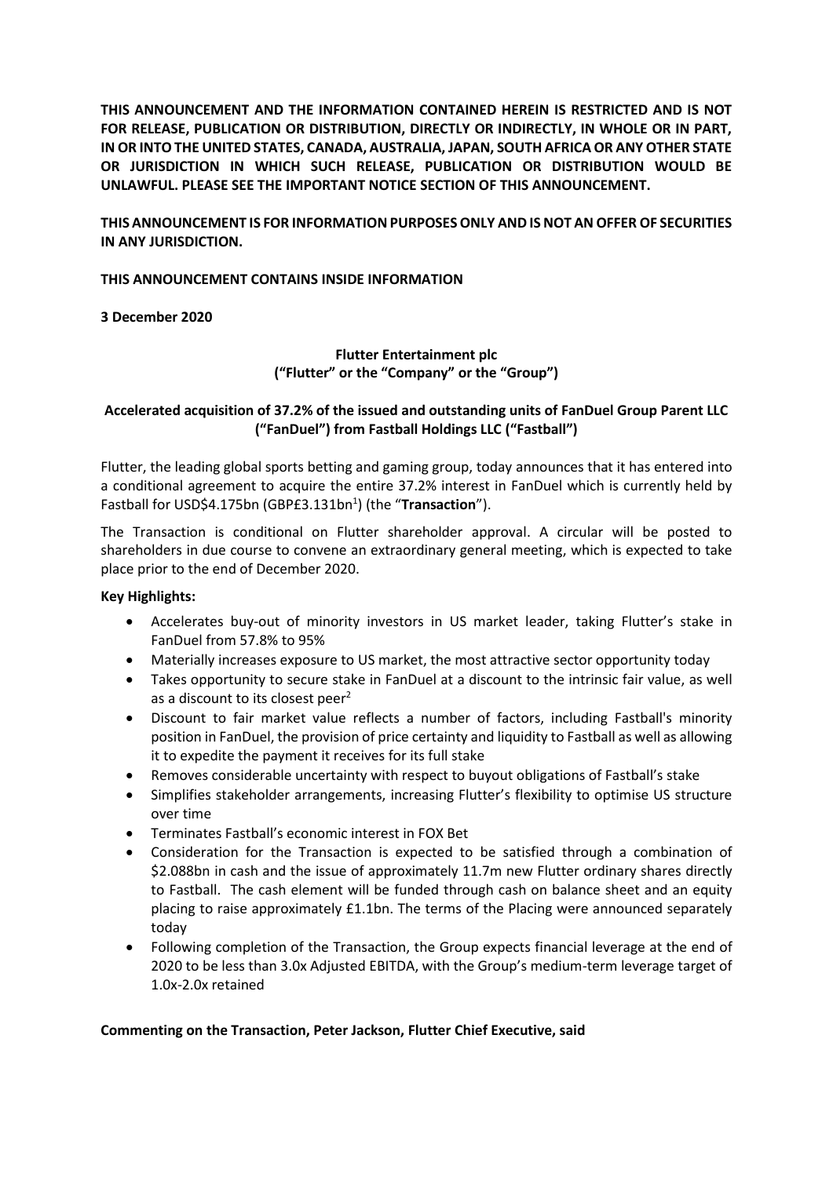**THIS ANNOUNCEMENT AND THE INFORMATION CONTAINED HEREIN IS RESTRICTED AND IS NOT FOR RELEASE, PUBLICATION OR DISTRIBUTION, DIRECTLY OR INDIRECTLY, IN WHOLE OR IN PART, IN OR INTO THE UNITED STATES, CANADA, AUSTRALIA, JAPAN, SOUTH AFRICA OR ANY OTHER STATE OR JURISDICTION IN WHICH SUCH RELEASE, PUBLICATION OR DISTRIBUTION WOULD BE UNLAWFUL. PLEASE SEE THE IMPORTANT NOTICE SECTION OF THIS ANNOUNCEMENT.**

**THIS ANNOUNCEMENT IS FOR INFORMATION PURPOSES ONLY AND IS NOT AN OFFER OF SECURITIES IN ANY JURISDICTION.**

**THIS ANNOUNCEMENT CONTAINS INSIDE INFORMATION**

**3 December 2020**

**Flutter Entertainment plc**
**("Flutter" or the "Company" or the "Group")**

**Accelerated acquisition of 37.2% of the issued and outstanding units of FanDuel Group Parent LLC ("FanDuel") from Fastball Holdings LLC ("Fastball")**

Flutter, the leading global sports betting and gaming group, today announces that it has entered into a conditional agreement to acquire the entire 37.2% interest in FanDuel which is currently held by Fastball for USD$4.175bn (GBP£3.131bn[1]) (the "**Transaction**").

The Transaction is conditional on Flutter shareholder approval. A circular will be posted to shareholders in due course to convene an extraordinary general meeting, which is expected to take place prior to the end of December 2020.

**Key Highlights:**

- Accelerates buy-out of minority investors in US market leader, taking Flutter's stake in FanDuel from 57.8% to 95%
- Materially increases exposure to US market, the most attractive sector opportunity today
- Takes opportunity to secure stake in FanDuel at a discount to the intrinsic fair value, as well as a discount to its closest peer[2]
- Discount to fair market value reflects a number of factors, including Fastball's minority position in FanDuel, the provision of price certainty and liquidity to Fastball as well as allowing it to expedite the payment it receives for its full stake
- Removes considerable uncertainty with respect to buyout obligations of Fastball's stake
- Simplifies stakeholder arrangements, increasing Flutter's flexibility to optimise US structure over time
- Terminates Fastball's economic interest in FOX Bet
- Consideration for the Transaction is expected to be satisfied through a combination of $2.088bn in cash and the issue of approximately 11.7m new Flutter ordinary shares directly to Fastball. The cash element will be funded through cash on balance sheet and an equity placing to raise approximately £1.1bn. The terms of the Placing were announced separately today
- Following completion of the Transaction, the Group expects financial leverage at the end of 2020 to be less than 3.0x Adjusted EBITDA, with the Group's medium-term leverage target of 1.0x-2.0x retained

**Commenting on the Transaction, Peter Jackson, Flutter Chief Executive, said**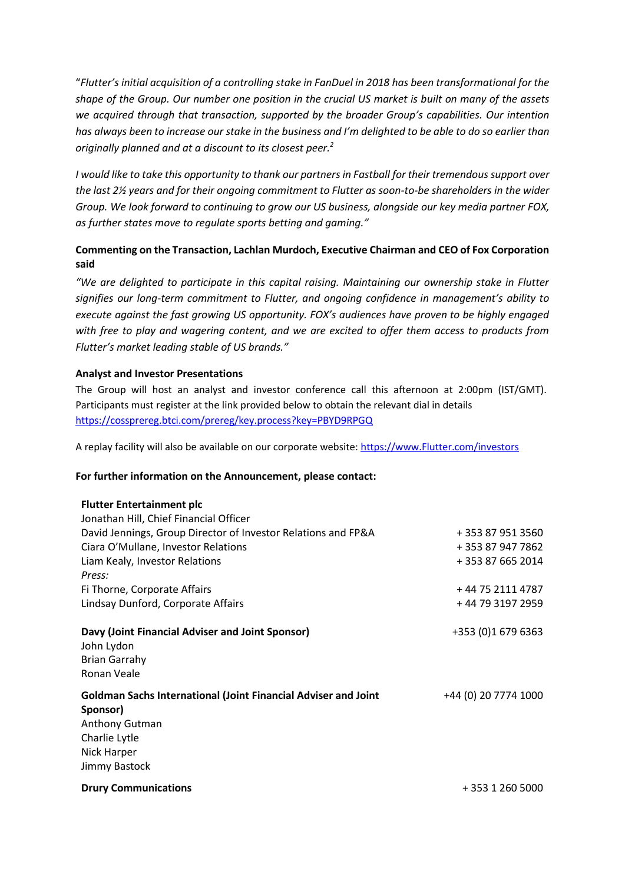"*Flutter's initial acquisition of a controlling stake in FanDuel in 2018 has been transformational for the shape of the Group. Our number one position in the crucial US market is built on many of the assets we acquired through that transaction, supported by the broader Group's capabilities. Our intention has always been to increase our stake in the business and I'm delighted to be able to do so earlier than originally planned and at a discount to its closest peer.*[2]

*I would like to take this opportunity to thank our partners in Fastball for their tremendous support over the last 2½ years and for their ongoing commitment to Flutter as soon-to-be shareholders in the wider Group. We look forward to continuing to grow our US business, alongside our key media partner FOX, as further states move to regulate sports betting and gaming.*"

**Commenting on the Transaction, Lachlan Murdoch, Executive Chairman and CEO of Fox Corporation said**

*"We are delighted to participate in this capital raising. Maintaining our ownership stake in Flutter signifies our long-term commitment to Flutter, and ongoing confidence in management's ability to execute against the fast growing US opportunity. FOX's audiences have proven to be highly engaged with free to play and wagering content, and we are excited to offer them access to products from Flutter's market leading stable of US brands."*

**Analyst and Investor Presentations**

The Group will host an analyst and investor conference call this afternoon at 2:00pm (IST/GMT). Participants must register at the link provided below to obtain the relevant dial in details
https://cossprereg.btci.com/prereg/key.process?key=PBYD9RPGQ

A replay facility will also be available on our corporate website: https://www.Flutter.com/investors

**For further information on the Announcement, please contact:**

**Flutter Entertainment plc**
Jonathan Hill, Chief Financial Officer
David Jennings, Group Director of Investor Relations and FP&A + 353 87 951 3560
Ciara O'Mullane, Investor Relations + 353 87 947 7862
Liam Kealy, Investor Relations + 353 87 665 2014
*Press:*
Fi Thorne, Corporate Affairs + 44 75 2111 4787
Lindsay Dunford, Corporate Affairs + 44 79 3197 2959

**Davy (Joint Financial Adviser and Joint Sponsor)** +353 (0)1 679 6363
John Lydon
Brian Garrahy
Ronan Veale

**Goldman Sachs International (Joint Financial Adviser and Joint Sponsor)** +44 (0) 20 7774 1000
Anthony Gutman
Charlie Lytle
Nick Harper
Jimmy Bastock

**Drury Communications** + 353 1 260 5000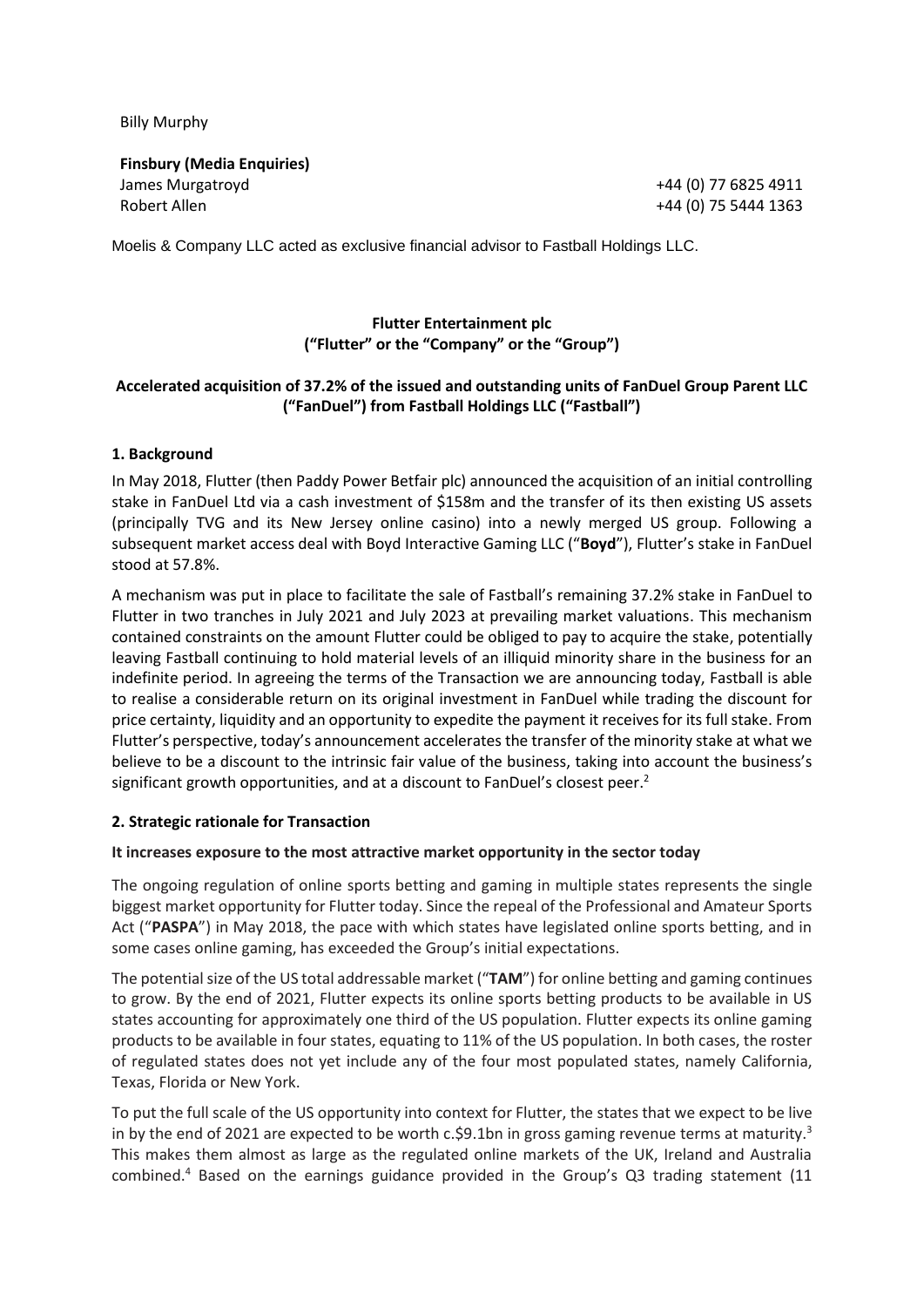Billy Murphy

**Finsbury (Media Enquiries)**

| | |
|---|---|
| James Murgatroyd | +44 (0) 77 6825 4911 |
| Robert Allen | +44 (0) 75 5444 1363 |

Moelis & Company LLC acted as exclusive financial advisor to Fastball Holdings LLC.

**Flutter Entertainment plc**
**("Flutter" or the "Company" or the "Group")**

**Accelerated acquisition of 37.2% of the issued and outstanding units of FanDuel Group Parent LLC ("FanDuel") from Fastball Holdings LLC ("Fastball")**

## 1. Background

In May 2018, Flutter (then Paddy Power Betfair plc) announced the acquisition of an initial controlling stake in FanDuel Ltd via a cash investment of $158m and the transfer of its then existing US assets (principally TVG and its New Jersey online casino) into a newly merged US group. Following a subsequent market access deal with Boyd Interactive Gaming LLC ("**Boyd**"), Flutter's stake in FanDuel stood at 57.8%.

A mechanism was put in place to facilitate the sale of Fastball's remaining 37.2% stake in FanDuel to Flutter in two tranches in July 2021 and July 2023 at prevailing market valuations. This mechanism contained constraints on the amount Flutter could be obliged to pay to acquire the stake, potentially leaving Fastball continuing to hold material levels of an illiquid minority share in the business for an indefinite period. In agreeing the terms of the Transaction we are announcing today, Fastball is able to realise a considerable return on its original investment in FanDuel while trading the discount for price certainty, liquidity and an opportunity to expedite the payment it receives for its full stake. From Flutter's perspective, today's announcement accelerates the transfer of the minority stake at what we believe to be a discount to the intrinsic fair value of the business, taking into account the business's significant growth opportunities, and at a discount to FanDuel's closest peer.[2]

## 2. Strategic rationale for Transaction

**It increases exposure to the most attractive market opportunity in the sector today**

The ongoing regulation of online sports betting and gaming in multiple states represents the single biggest market opportunity for Flutter today. Since the repeal of the Professional and Amateur Sports Act ("**PASPA**") in May 2018, the pace with which states have legislated online sports betting, and in some cases online gaming, has exceeded the Group's initial expectations.

The potential size of the US total addressable market ("**TAM**") for online betting and gaming continues to grow. By the end of 2021, Flutter expects its online sports betting products to be available in US states accounting for approximately one third of the US population. Flutter expects its online gaming products to be available in four states, equating to 11% of the US population. In both cases, the roster of regulated states does not yet include any of the four most populated states, namely California, Texas, Florida or New York.

To put the full scale of the US opportunity into context for Flutter, the states that we expect to be live in by the end of 2021 are expected to be worth c.$9.1bn in gross gaming revenue terms at maturity.[3] This makes them almost as large as the regulated online markets of the UK, Ireland and Australia combined.[4] Based on the earnings guidance provided in the Group's Q3 trading statement (11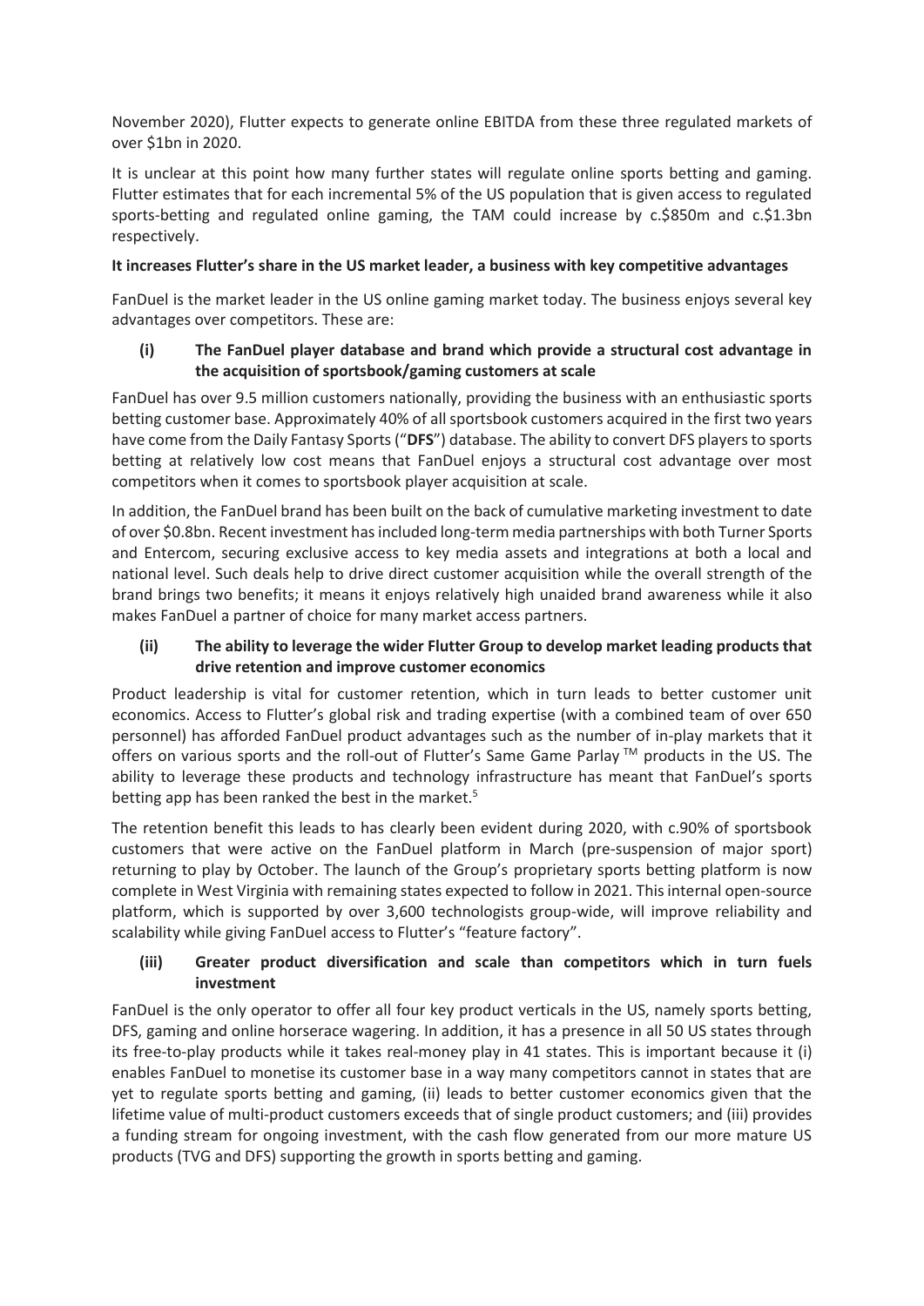November 2020), Flutter expects to generate online EBITDA from these three regulated markets of over $1bn in 2020.

It is unclear at this point how many further states will regulate online sports betting and gaming. Flutter estimates that for each incremental 5% of the US population that is given access to regulated sports-betting and regulated online gaming, the TAM could increase by c.$850m and c.$1.3bn respectively.

**It increases Flutter's share in the US market leader, a business with key competitive advantages**

FanDuel is the market leader in the US online gaming market today. The business enjoys several key advantages over competitors. These are:

### (i) The FanDuel player database and brand which provide a structural cost advantage in the acquisition of sportsbook/gaming customers at scale

FanDuel has over 9.5 million customers nationally, providing the business with an enthusiastic sports betting customer base. Approximately 40% of all sportsbook customers acquired in the first two years have come from the Daily Fantasy Sports ("**DFS**") database. The ability to convert DFS players to sports betting at relatively low cost means that FanDuel enjoys a structural cost advantage over most competitors when it comes to sportsbook player acquisition at scale.

In addition, the FanDuel brand has been built on the back of cumulative marketing investment to date of over $0.8bn. Recent investment has included long-term media partnerships with both Turner Sports and Entercom, securing exclusive access to key media assets and integrations at both a local and national level. Such deals help to drive direct customer acquisition while the overall strength of the brand brings two benefits; it means it enjoys relatively high unaided brand awareness while it also makes FanDuel a partner of choice for many market access partners.

### (ii) The ability to leverage the wider Flutter Group to develop market leading products that drive retention and improve customer economics

Product leadership is vital for customer retention, which in turn leads to better customer unit economics. Access to Flutter's global risk and trading expertise (with a combined team of over 650 personnel) has afforded FanDuel product advantages such as the number of in-play markets that it offers on various sports and the roll-out of Flutter's Same Game Parlay ™ products in the US. The ability to leverage these products and technology infrastructure has meant that FanDuel's sports betting app has been ranked the best in the market.[5]

The retention benefit this leads to has clearly been evident during 2020, with c.90% of sportsbook customers that were active on the FanDuel platform in March (pre-suspension of major sport) returning to play by October. The launch of the Group's proprietary sports betting platform is now complete in West Virginia with remaining states expected to follow in 2021. This internal open-source platform, which is supported by over 3,600 technologists group-wide, will improve reliability and scalability while giving FanDuel access to Flutter's "feature factory".

### (iii) Greater product diversification and scale than competitors which in turn fuels investment

FanDuel is the only operator to offer all four key product verticals in the US, namely sports betting, DFS, gaming and online horserace wagering. In addition, it has a presence in all 50 US states through its free-to-play products while it takes real-money play in 41 states. This is important because it (i) enables FanDuel to monetise its customer base in a way many competitors cannot in states that are yet to regulate sports betting and gaming, (ii) leads to better customer economics given that the lifetime value of multi-product customers exceeds that of single product customers; and (iii) provides a funding stream for ongoing investment, with the cash flow generated from our more mature US products (TVG and DFS) supporting the growth in sports betting and gaming.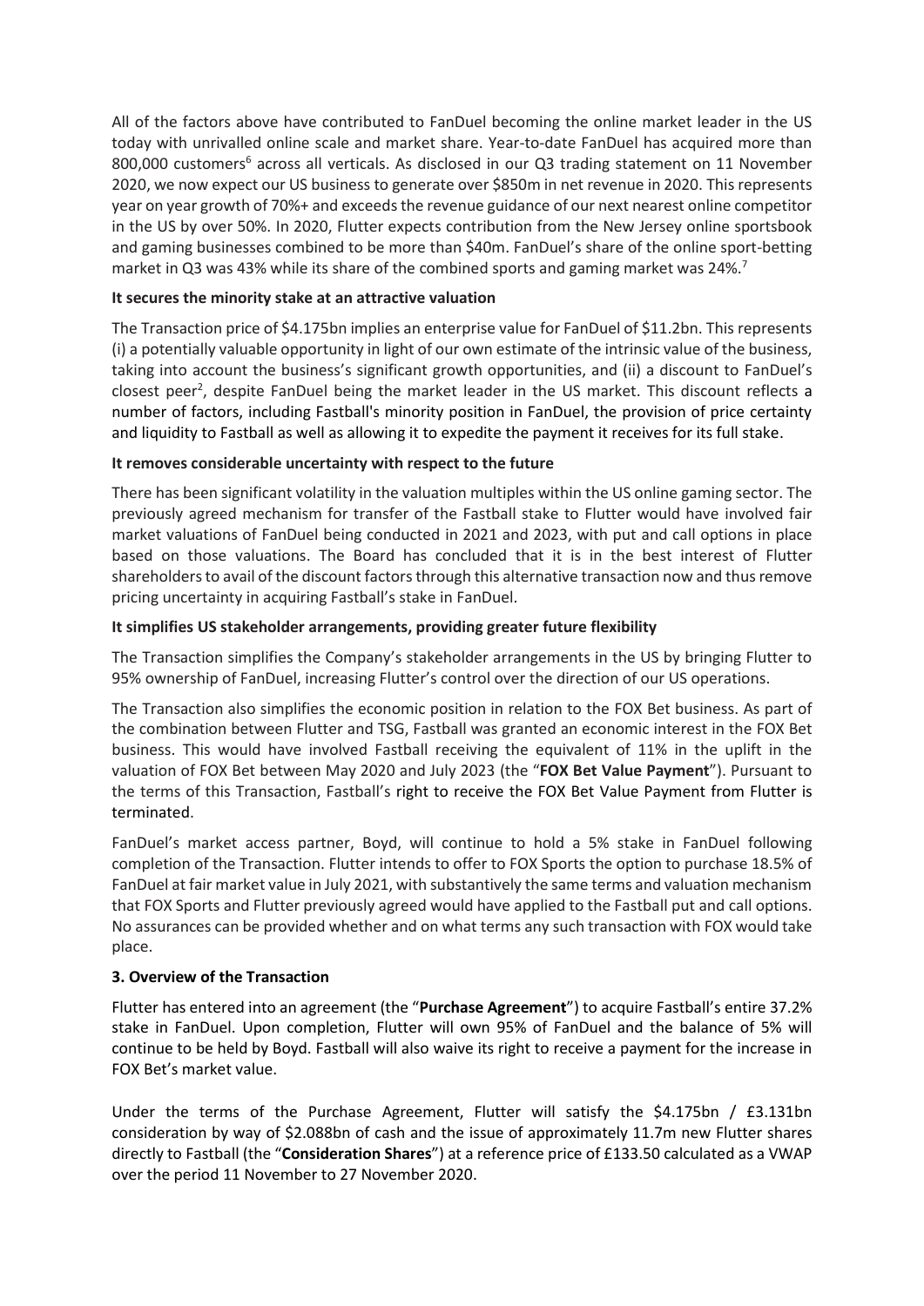All of the factors above have contributed to FanDuel becoming the online market leader in the US today with unrivalled online scale and market share. Year-to-date FanDuel has acquired more than 800,000 customers[6] across all verticals. As disclosed in our Q3 trading statement on 11 November 2020, we now expect our US business to generate over $850m in net revenue in 2020. This represents year on year growth of 70%+ and exceeds the revenue guidance of our next nearest online competitor in the US by over 50%. In 2020, Flutter expects contribution from the New Jersey online sportsbook and gaming businesses combined to be more than $40m. FanDuel's share of the online sport-betting market in Q3 was 43% while its share of the combined sports and gaming market was 24%.[7]

**It secures the minority stake at an attractive valuation**

The Transaction price of $4.175bn implies an enterprise value for FanDuel of $11.2bn. This represents (i) a potentially valuable opportunity in light of our own estimate of the intrinsic value of the business, taking into account the business's significant growth opportunities, and (ii) a discount to FanDuel's closest peer[2], despite FanDuel being the market leader in the US market. This discount reflects a number of factors, including Fastball's minority position in FanDuel, the provision of price certainty and liquidity to Fastball as well as allowing it to expedite the payment it receives for its full stake.

**It removes considerable uncertainty with respect to the future**

There has been significant volatility in the valuation multiples within the US online gaming sector. The previously agreed mechanism for transfer of the Fastball stake to Flutter would have involved fair market valuations of FanDuel being conducted in 2021 and 2023, with put and call options in place based on those valuations. The Board has concluded that it is in the best interest of Flutter shareholders to avail of the discount factors through this alternative transaction now and thus remove pricing uncertainty in acquiring Fastball's stake in FanDuel.

**It simplifies US stakeholder arrangements, providing greater future flexibility**

The Transaction simplifies the Company's stakeholder arrangements in the US by bringing Flutter to 95% ownership of FanDuel, increasing Flutter's control over the direction of our US operations.

The Transaction also simplifies the economic position in relation to the FOX Bet business. As part of the combination between Flutter and TSG, Fastball was granted an economic interest in the FOX Bet business. This would have involved Fastball receiving the equivalent of 11% in the uplift in the valuation of FOX Bet between May 2020 and July 2023 (the "**FOX Bet Value Payment**"). Pursuant to the terms of this Transaction, Fastball's right to receive the FOX Bet Value Payment from Flutter is terminated.

FanDuel's market access partner, Boyd, will continue to hold a 5% stake in FanDuel following completion of the Transaction. Flutter intends to offer to FOX Sports the option to purchase 18.5% of FanDuel at fair market value in July 2021, with substantively the same terms and valuation mechanism that FOX Sports and Flutter previously agreed would have applied to the Fastball put and call options. No assurances can be provided whether and on what terms any such transaction with FOX would take place.

**3. Overview of the Transaction**

Flutter has entered into an agreement (the "**Purchase Agreement**") to acquire Fastball's entire 37.2% stake in FanDuel. Upon completion, Flutter will own 95% of FanDuel and the balance of 5% will continue to be held by Boyd. Fastball will also waive its right to receive a payment for the increase in FOX Bet's market value.

Under the terms of the Purchase Agreement, Flutter will satisfy the $4.175bn / £3.131bn consideration by way of $2.088bn of cash and the issue of approximately 11.7m new Flutter shares directly to Fastball (the "**Consideration Shares**") at a reference price of £133.50 calculated as a VWAP over the period 11 November to 27 November 2020.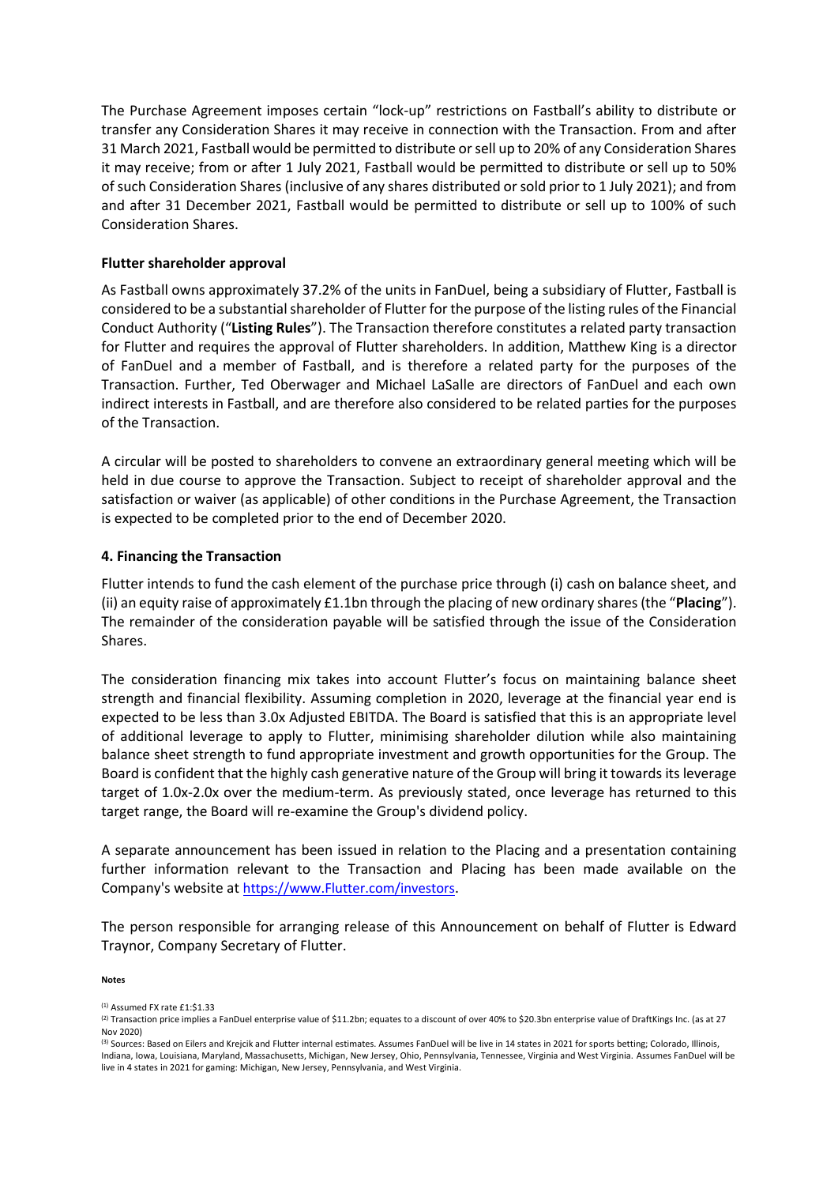The Purchase Agreement imposes certain "lock-up" restrictions on Fastball's ability to distribute or transfer any Consideration Shares it may receive in connection with the Transaction. From and after 31 March 2021, Fastball would be permitted to distribute or sell up to 20% of any Consideration Shares it may receive; from or after 1 July 2021, Fastball would be permitted to distribute or sell up to 50% of such Consideration Shares (inclusive of any shares distributed or sold prior to 1 July 2021); and from and after 31 December 2021, Fastball would be permitted to distribute or sell up to 100% of such Consideration Shares.

**Flutter shareholder approval**

As Fastball owns approximately 37.2% of the units in FanDuel, being a subsidiary of Flutter, Fastball is considered to be a substantial shareholder of Flutter for the purpose of the listing rules of the Financial Conduct Authority ("**Listing Rules**"). The Transaction therefore constitutes a related party transaction for Flutter and requires the approval of Flutter shareholders. In addition, Matthew King is a director of FanDuel and a member of Fastball, and is therefore a related party for the purposes of the Transaction. Further, Ted Oberwager and Michael LaSalle are directors of FanDuel and each own indirect interests in Fastball, and are therefore also considered to be related parties for the purposes of the Transaction.

A circular will be posted to shareholders to convene an extraordinary general meeting which will be held in due course to approve the Transaction. Subject to receipt of shareholder approval and the satisfaction or waiver (as applicable) of other conditions in the Purchase Agreement, the Transaction is expected to be completed prior to the end of December 2020.

## 4. Financing the Transaction

Flutter intends to fund the cash element of the purchase price through (i) cash on balance sheet, and (ii) an equity raise of approximately £1.1bn through the placing of new ordinary shares (the "**Placing**"). The remainder of the consideration payable will be satisfied through the issue of the Consideration Shares.

The consideration financing mix takes into account Flutter's focus on maintaining balance sheet strength and financial flexibility. Assuming completion in 2020, leverage at the financial year end is expected to be less than 3.0x Adjusted EBITDA. The Board is satisfied that this is an appropriate level of additional leverage to apply to Flutter, minimising shareholder dilution while also maintaining balance sheet strength to fund appropriate investment and growth opportunities for the Group. The Board is confident that the highly cash generative nature of the Group will bring it towards its leverage target of 1.0x-2.0x over the medium-term. As previously stated, once leverage has returned to this target range, the Board will re-examine the Group's dividend policy.

A separate announcement has been issued in relation to the Placing and a presentation containing further information relevant to the Transaction and Placing has been made available on the Company's website at https://www.Flutter.com/investors.

The person responsible for arranging release of this Announcement on behalf of Flutter is Edward Traynor, Company Secretary of Flutter.

**Notes**

(1) Assumed FX rate £1:$1.33

(2) Transaction price implies a FanDuel enterprise value of $11.2bn; equates to a discount of over 40% to $20.3bn enterprise value of DraftKings Inc. (as at 27 Nov 2020)

(3) Sources: Based on Eilers and Krejcik and Flutter internal estimates. Assumes FanDuel will be live in 14 states in 2021 for sports betting; Colorado, Illinois, Indiana, Iowa, Louisiana, Maryland, Massachusetts, Michigan, New Jersey, Ohio, Pennsylvania, Tennessee, Virginia and West Virginia. Assumes FanDuel will be live in 4 states in 2021 for gaming: Michigan, New Jersey, Pennsylvania, and West Virginia.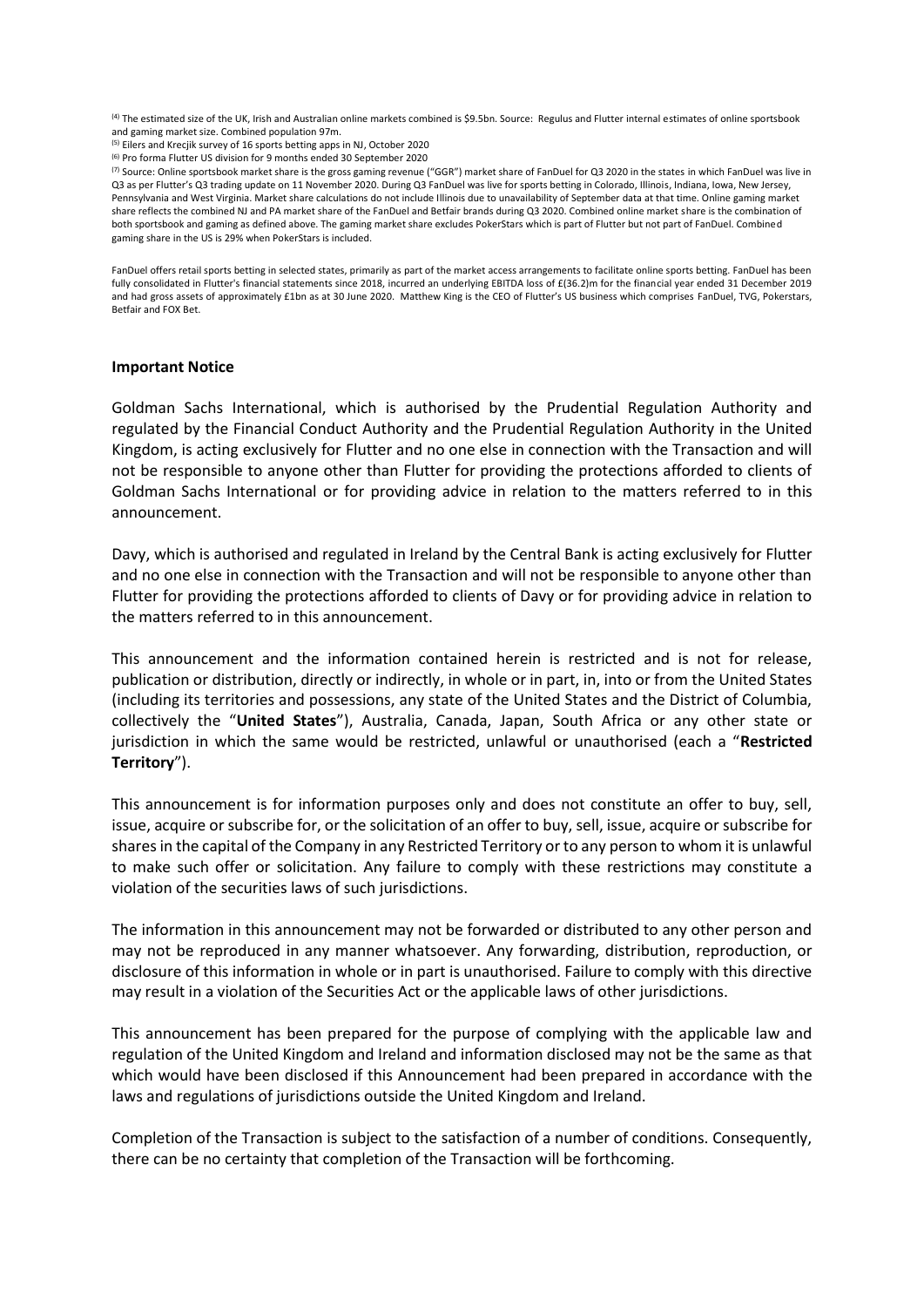[4] The estimated size of the UK, Irish and Australian online markets combined is $9.5bn. Source: Regulus and Flutter internal estimates of online sportsbook and gaming market size. Combined population 97m.

[5] Eilers and Krecjik survey of 16 sports betting apps in NJ, October 2020

[6] Pro forma Flutter US division for 9 months ended 30 September 2020

[7] Source: Online sportsbook market share is the gross gaming revenue ("GGR") market share of FanDuel for Q3 2020 in the states in which FanDuel was live in Q3 as per Flutter's Q3 trading update on 11 November 2020. During Q3 FanDuel was live for sports betting in Colorado, Illinois, Indiana, Iowa, New Jersey, Pennsylvania and West Virginia. Market share calculations do not include Illinois due to unavailability of September data at that time. Online gaming market share reflects the combined NJ and PA market share of the FanDuel and Betfair brands during Q3 2020. Combined online market share is the combination of both sportsbook and gaming as defined above. The gaming market share excludes PokerStars which is part of Flutter but not part of FanDuel. Combined gaming share in the US is 29% when PokerStars is included.

FanDuel offers retail sports betting in selected states, primarily as part of the market access arrangements to facilitate online sports betting. FanDuel has been fully consolidated in Flutter's financial statements since 2018, incurred an underlying EBITDA loss of £(36.2)m for the financial year ended 31 December 2019 and had gross assets of approximately £1bn as at 30 June 2020. Matthew King is the CEO of Flutter's US business which comprises FanDuel, TVG, Pokerstars, Betfair and FOX Bet.

## Important Notice

Goldman Sachs International, which is authorised by the Prudential Regulation Authority and regulated by the Financial Conduct Authority and the Prudential Regulation Authority in the United Kingdom, is acting exclusively for Flutter and no one else in connection with the Transaction and will not be responsible to anyone other than Flutter for providing the protections afforded to clients of Goldman Sachs International or for providing advice in relation to the matters referred to in this announcement.

Davy, which is authorised and regulated in Ireland by the Central Bank is acting exclusively for Flutter and no one else in connection with the Transaction and will not be responsible to anyone other than Flutter for providing the protections afforded to clients of Davy or for providing advice in relation to the matters referred to in this announcement.

This announcement and the information contained herein is restricted and is not for release, publication or distribution, directly or indirectly, in whole or in part, in, into or from the United States (including its territories and possessions, any state of the United States and the District of Columbia, collectively the "**United States**"), Australia, Canada, Japan, South Africa or any other state or jurisdiction in which the same would be restricted, unlawful or unauthorised (each a "**Restricted Territory**").

This announcement is for information purposes only and does not constitute an offer to buy, sell, issue, acquire or subscribe for, or the solicitation of an offer to buy, sell, issue, acquire or subscribe for shares in the capital of the Company in any Restricted Territory or to any person to whom it is unlawful to make such offer or solicitation. Any failure to comply with these restrictions may constitute a violation of the securities laws of such jurisdictions.

The information in this announcement may not be forwarded or distributed to any other person and may not be reproduced in any manner whatsoever. Any forwarding, distribution, reproduction, or disclosure of this information in whole or in part is unauthorised. Failure to comply with this directive may result in a violation of the Securities Act or the applicable laws of other jurisdictions.

This announcement has been prepared for the purpose of complying with the applicable law and regulation of the United Kingdom and Ireland and information disclosed may not be the same as that which would have been disclosed if this Announcement had been prepared in accordance with the laws and regulations of jurisdictions outside the United Kingdom and Ireland.

Completion of the Transaction is subject to the satisfaction of a number of conditions. Consequently, there can be no certainty that completion of the Transaction will be forthcoming.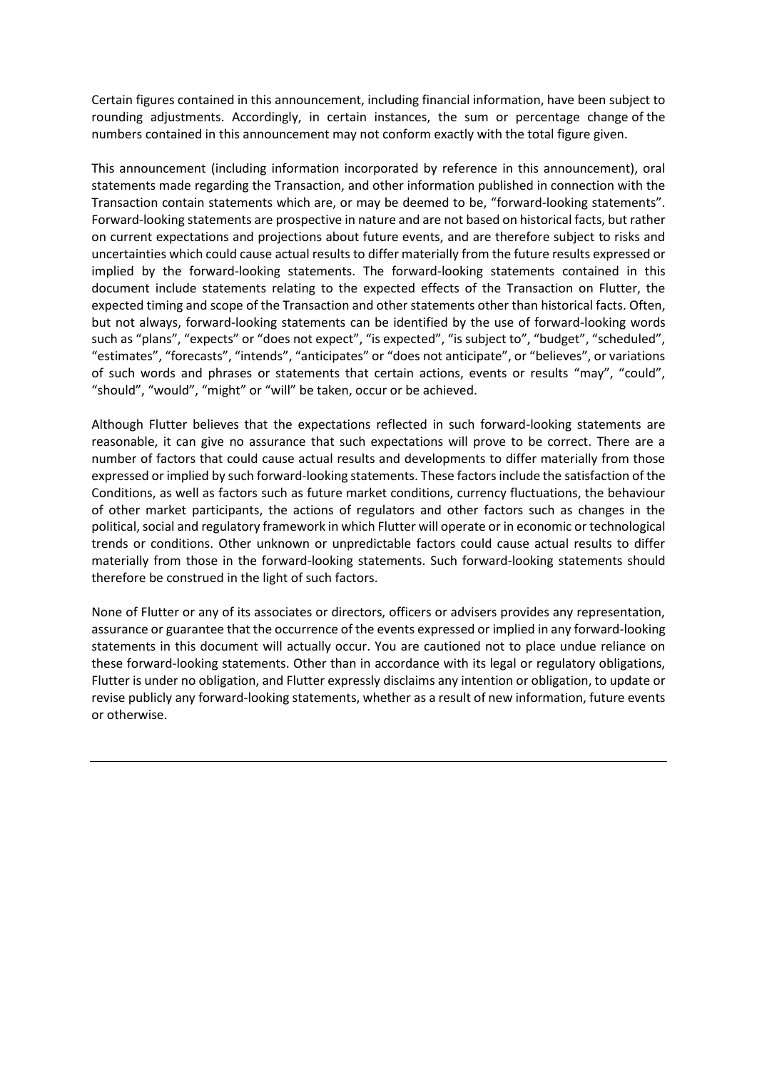Certain figures contained in this announcement, including financial information, have been subject to rounding adjustments. Accordingly, in certain instances, the sum or percentage change of the numbers contained in this announcement may not conform exactly with the total figure given.

This announcement (including information incorporated by reference in this announcement), oral statements made regarding the Transaction, and other information published in connection with the Transaction contain statements which are, or may be deemed to be, "forward-looking statements". Forward-looking statements are prospective in nature and are not based on historical facts, but rather on current expectations and projections about future events, and are therefore subject to risks and uncertainties which could cause actual results to differ materially from the future results expressed or implied by the forward-looking statements. The forward-looking statements contained in this document include statements relating to the expected effects of the Transaction on Flutter, the expected timing and scope of the Transaction and other statements other than historical facts. Often, but not always, forward-looking statements can be identified by the use of forward-looking words such as "plans", "expects" or "does not expect", "is expected", "is subject to", "budget", "scheduled", "estimates", "forecasts", "intends", "anticipates" or "does not anticipate", or "believes", or variations of such words and phrases or statements that certain actions, events or results "may", "could", "should", "would", "might" or "will" be taken, occur or be achieved.

Although Flutter believes that the expectations reflected in such forward-looking statements are reasonable, it can give no assurance that such expectations will prove to be correct. There are a number of factors that could cause actual results and developments to differ materially from those expressed or implied by such forward-looking statements. These factors include the satisfaction of the Conditions, as well as factors such as future market conditions, currency fluctuations, the behaviour of other market participants, the actions of regulators and other factors such as changes in the political, social and regulatory framework in which Flutter will operate or in economic or technological trends or conditions. Other unknown or unpredictable factors could cause actual results to differ materially from those in the forward-looking statements. Such forward-looking statements should therefore be construed in the light of such factors.

None of Flutter or any of its associates or directors, officers or advisers provides any representation, assurance or guarantee that the occurrence of the events expressed or implied in any forward-looking statements in this document will actually occur. You are cautioned not to place undue reliance on these forward-looking statements. Other than in accordance with its legal or regulatory obligations, Flutter is under no obligation, and Flutter expressly disclaims any intention or obligation, to update or revise publicly any forward-looking statements, whether as a result of new information, future events or otherwise.

---